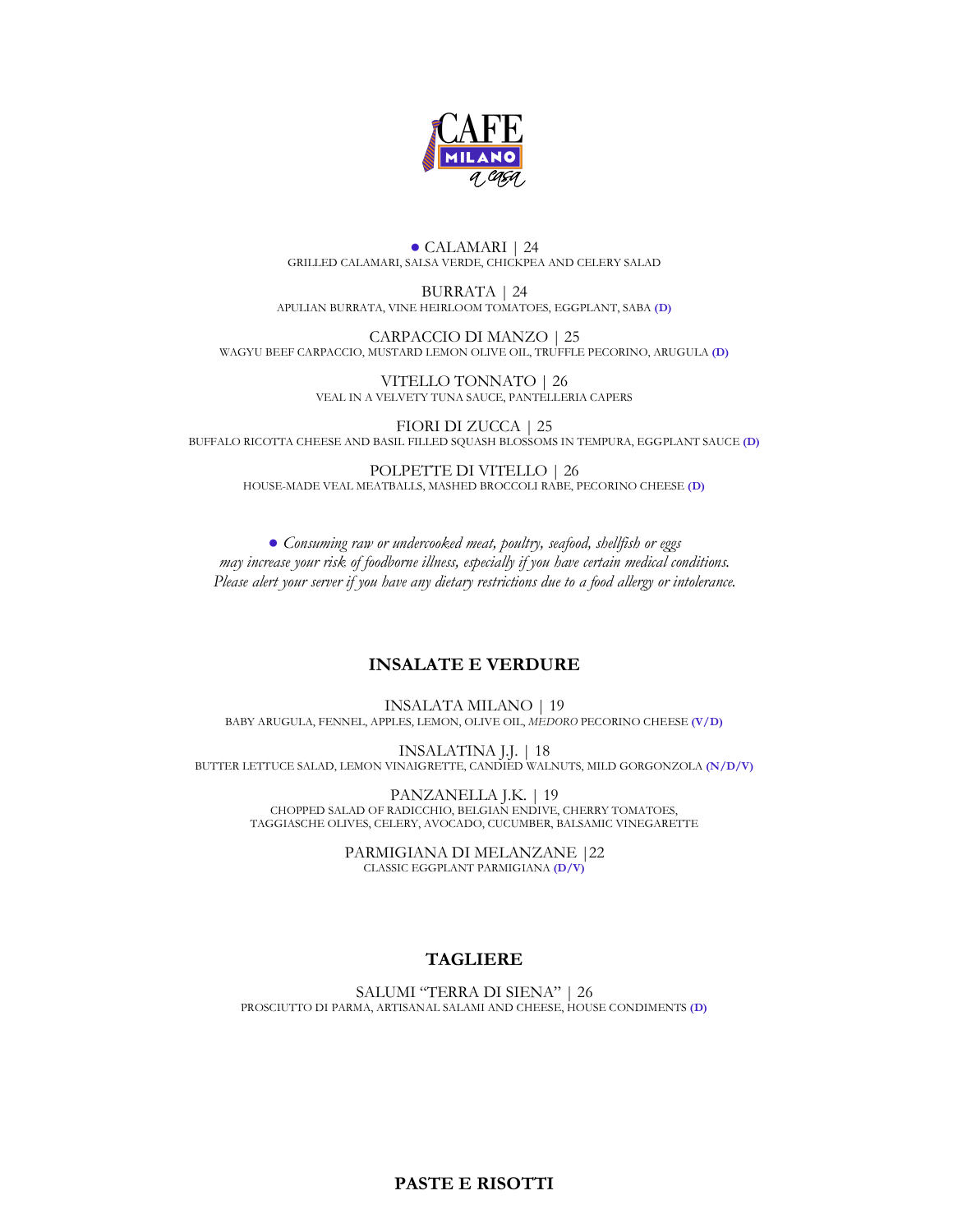# CAFE MILANO a casa

● CALAMARI | 24
GRILLED CALAMARI, SALSA VERDE, CHICKPEA AND CELERY SALAD

BURRATA | 24
APULIAN BURRATA, VINE HEIRLOOM TOMATOES, EGGPLANT, SABA **(D)**

CARPACCIO DI MANZO | 25
WAGYU BEEF CARPACCIO, MUSTARD LEMON OLIVE OIL, TRUFFLE PECORINO, ARUGULA **(D)**

VITELLO TONNATO | 26
VEAL IN A VELVETY TUNA SAUCE, PANTELLERIA CAPERS

FIORI DI ZUCCA | 25
BUFFALO RICOTTA CHEESE AND BASIL FILLED SQUASH BLOSSOMS IN TEMPURA, EGGPLANT SAUCE **(D)**

POLPETTE DI VITELLO | 26
HOUSE-MADE VEAL MEATBALLS, MASHED BROCCOLI RABE, PECORINO CHEESE **(D)**

● *Consuming raw or undercooked meat, poultry, seafood, shellfish or eggs may increase your risk of foodborne illness, especially if you have certain medical conditions. Please alert your server if you have any dietary restrictions due to a food allergy or intolerance.*

## INSALATE E VERDURE

INSALATA MILANO | 19
BABY ARUGULA, FENNEL, APPLES, LEMON, OLIVE OIL, *MEDORO* PECORINO CHEESE **(V/D)**

INSALATINA J.J. | 18
BUTTER LETTUCE SALAD, LEMON VINAIGRETTE, CANDIED WALNUTS, MILD GORGONZOLA **(N/D/V)**

PANZANELLA J.K. | 19
CHOPPED SALAD OF RADICCHIO, BELGIAN ENDIVE, CHERRY TOMATOES, TAGGIASCHE OLIVES, CELERY, AVOCADO, CUCUMBER, BALSAMIC VINEGARETTE

PARMIGIANA DI MELANZANE |22
CLASSIC EGGPLANT PARMIGIANA **(D/V)**

## TAGLIERE

SALUMI "TERRA DI SIENA" | 26
PROSCIUTTO DI PARMA, ARTISANAL SALAMI AND CHEESE, HOUSE CONDIMENTS **(D)**

## PASTE E RISOTTI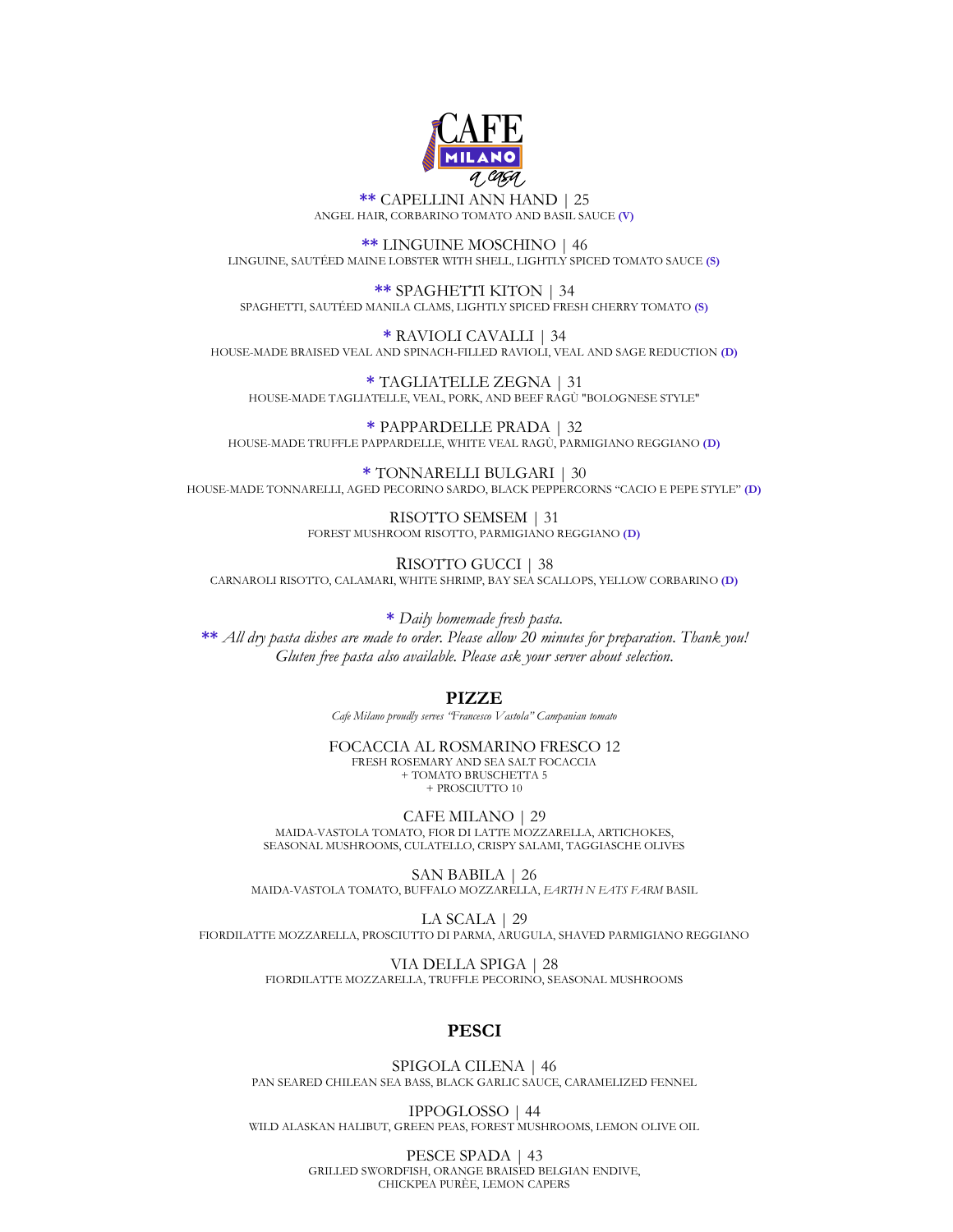CAFE MILANO a casa

** CAPELLINI ANN HAND | 25
ANGEL HAIR, CORBARINO TOMATO AND BASIL SAUCE **(V)**

** LINGUINE MOSCHINO | 46
LINGUINE, SAUTÉED MAINE LOBSTER WITH SHELL, LIGHTLY SPICED TOMATO SAUCE **(S)**

** SPAGHETTI KITON | 34
SPAGHETTI, SAUTÉED MANILA CLAMS, LIGHTLY SPICED FRESH CHERRY TOMATO **(S)**

* RAVIOLI CAVALLI | 34
HOUSE-MADE BRAISED VEAL AND SPINACH-FILLED RAVIOLI, VEAL AND SAGE REDUCTION **(D)**

* TAGLIATELLE ZEGNA | 31
HOUSE-MADE TAGLIATELLE, VEAL, PORK, AND BEEF RAGÙ "BOLOGNESE STYLE"

* PAPPARDELLE PRADA | 32
HOUSE-MADE TRUFFLE PAPPARDELLE, WHITE VEAL RAGÙ, PARMIGIANO REGGIANO **(D)**

* TONNARELLI BULGARI | 30
HOUSE-MADE TONNARELLI, AGED PECORINO SARDO, BLACK PEPPERCORNS "CACIO E PEPE STYLE" **(D)**

RISOTTO SEMSEM | 31
FOREST MUSHROOM RISOTTO, PARMIGIANO REGGIANO **(D)**

RISOTTO GUCCI | 38
CARNAROLI RISOTTO, CALAMARI, WHITE SHRIMP, BAY SEA SCALLOPS, YELLOW CORBARINO **(D)**

*\* Daily homemade fresh pasta.*
*\*\* All dry pasta dishes are made to order. Please allow 20 minutes for preparation. Thank you!*
*Gluten free pasta also available. Please ask your server about selection.*

## PIZZE

*Cafe Milano proudly serves "Francesco Vastola" Campanian tomato*

FOCACCIA AL ROSMARINO FRESCO 12
FRESH ROSEMARY AND SEA SALT FOCACCIA
+ TOMATO BRUSCHETTA 5
+ PROSCIUTTO 10

CAFE MILANO | 29
MAIDA-VASTOLA TOMATO, FIOR DI LATTE MOZZARELLA, ARTICHOKES, SEASONAL MUSHROOMS, CULATELLO, CRISPY SALAMI, TAGGIASCHE OLIVES

SAN BABILA | 26
MAIDA-VASTOLA TOMATO, BUFFALO MOZZARELLA, *EARTH N EATS FARM* BASIL

LA SCALA | 29
FIORDILATTE MOZZARELLA, PROSCIUTTO DI PARMA, ARUGULA, SHAVED PARMIGIANO REGGIANO

VIA DELLA SPIGA | 28
FIORDILATTE MOZZARELLA, TRUFFLE PECORINO, SEASONAL MUSHROOMS

## PESCI

SPIGOLA CILENA | 46
PAN SEARED CHILEAN SEA BASS, BLACK GARLIC SAUCE, CARAMELIZED FENNEL

IPPOGLOSSO | 44
WILD ALASKAN HALIBUT, GREEN PEAS, FOREST MUSHROOMS, LEMON OLIVE OIL

PESCE SPADA | 43
GRILLED SWORDFISH, ORANGE BRAISED BELGIAN ENDIVE, CHICKPEA PURÈE, LEMON CAPERS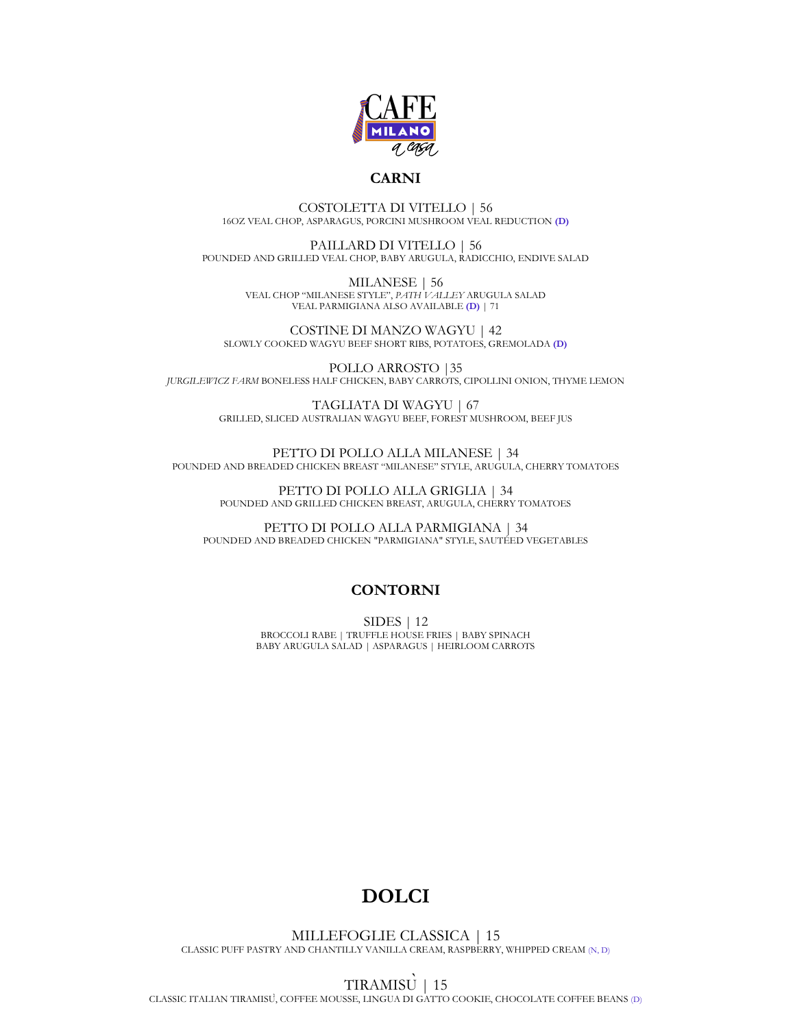CAFE MILANO *a casa*

## CARNI

COSTOLETTA DI VITELLO | 56
16OZ VEAL CHOP, ASPARAGUS, PORCINI MUSHROOM VEAL REDUCTION **(D)**

PAILLARD DI VITELLO | 56
POUNDED AND GRILLED VEAL CHOP, BABY ARUGULA, RADICCHIO, ENDIVE SALAD

MILANESE | 56
VEAL CHOP "MILANESE STYLE", *PATH VALLEY* ARUGULA SALAD
VEAL PARMIGIANA ALSO AVAILABLE **(D)** | 71

COSTINE DI MANZO WAGYU | 42
SLOWLY COOKED WAGYU BEEF SHORT RIBS, POTATOES, GREMOLADA **(D)**

POLLO ARROSTO |35
*JURGILEWICZ FARM* BONELESS HALF CHICKEN, BABY CARROTS, CIPOLLINI ONION, THYME LEMON

TAGLIATA DI WAGYU | 67
GRILLED, SLICED AUSTRALIAN WAGYU BEEF, FOREST MUSHROOM, BEEF JUS

PETTO DI POLLO ALLA MILANESE | 34
POUNDED AND BREADED CHICKEN BREAST "MILANESE" STYLE, ARUGULA, CHERRY TOMATOES

PETTO DI POLLO ALLA GRIGLIA | 34
POUNDED AND GRILLED CHICKEN BREAST, ARUGULA, CHERRY TOMATOES

PETTO DI POLLO ALLA PARMIGIANA | 34
POUNDED AND BREADED CHICKEN "PARMIGIANA" STYLE, SAUTÉED VEGETABLES

## CONTORNI

SIDES | 12
BROCCOLI RABE | TRUFFLE HOUSE FRIES | BABY SPINACH
BABY ARUGULA SALAD | ASPARAGUS | HEIRLOOM CARROTS

# DOLCI

MILLEFOGLIE CLASSICA | 15
CLASSIC PUFF PASTRY AND CHANTILLY VANILLA CREAM, RASPBERRY, WHIPPED CREAM (N, D)

TIRAMISÙ | 15
CLASSIC ITALIAN TIRAMISÙ, COFFEE MOUSSE, LINGUA DI GATTO COOKIE, CHOCOLATE COFFEE BEANS (D)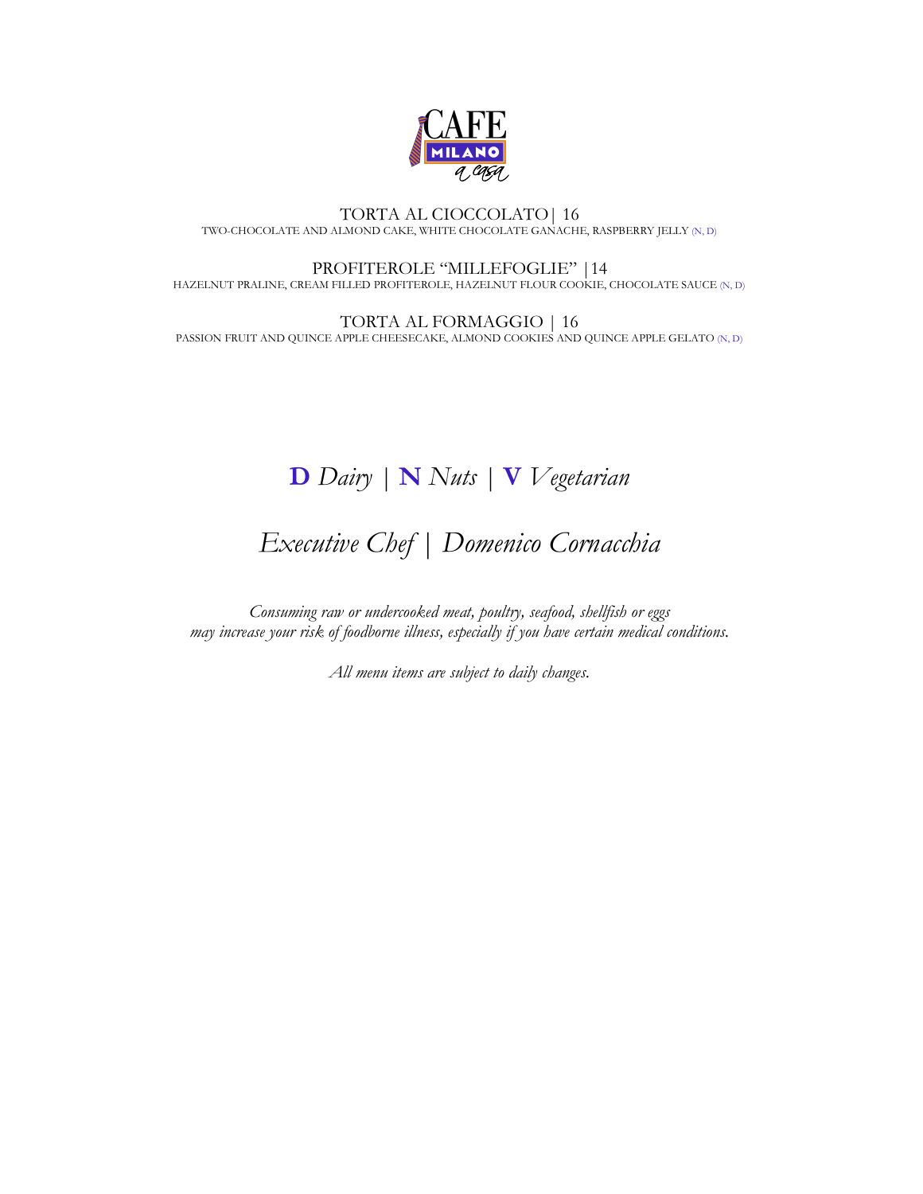CAFE MILANO a casa

TORTA AL CIOCCOLATO | 16
TWO-CHOCOLATE AND ALMOND CAKE, WHITE CHOCOLATE GANACHE, RASPBERRY JELLY (N, D)

PROFITEROLE "MILLEFOGLIE" |14
HAZELNUT PRALINE, CREAM FILLED PROFITEROLE, HAZELNUT FLOUR COOKIE, CHOCOLATE SAUCE (N, D)

TORTA AL FORMAGGIO | 16
PASSION FRUIT AND QUINCE APPLE CHEESECAKE, ALMOND COOKIES AND QUINCE APPLE GELATO (N, D)

**D** *Dairy* | **N** *Nuts* | **V** *Vegetarian*

*Executive Chef | Domenico Cornacchia*

*Consuming raw or undercooked meat, poultry, seafood, shellfish or eggs may increase your risk of foodborne illness, especially if you have certain medical conditions.*

*All menu items are subject to daily changes.*